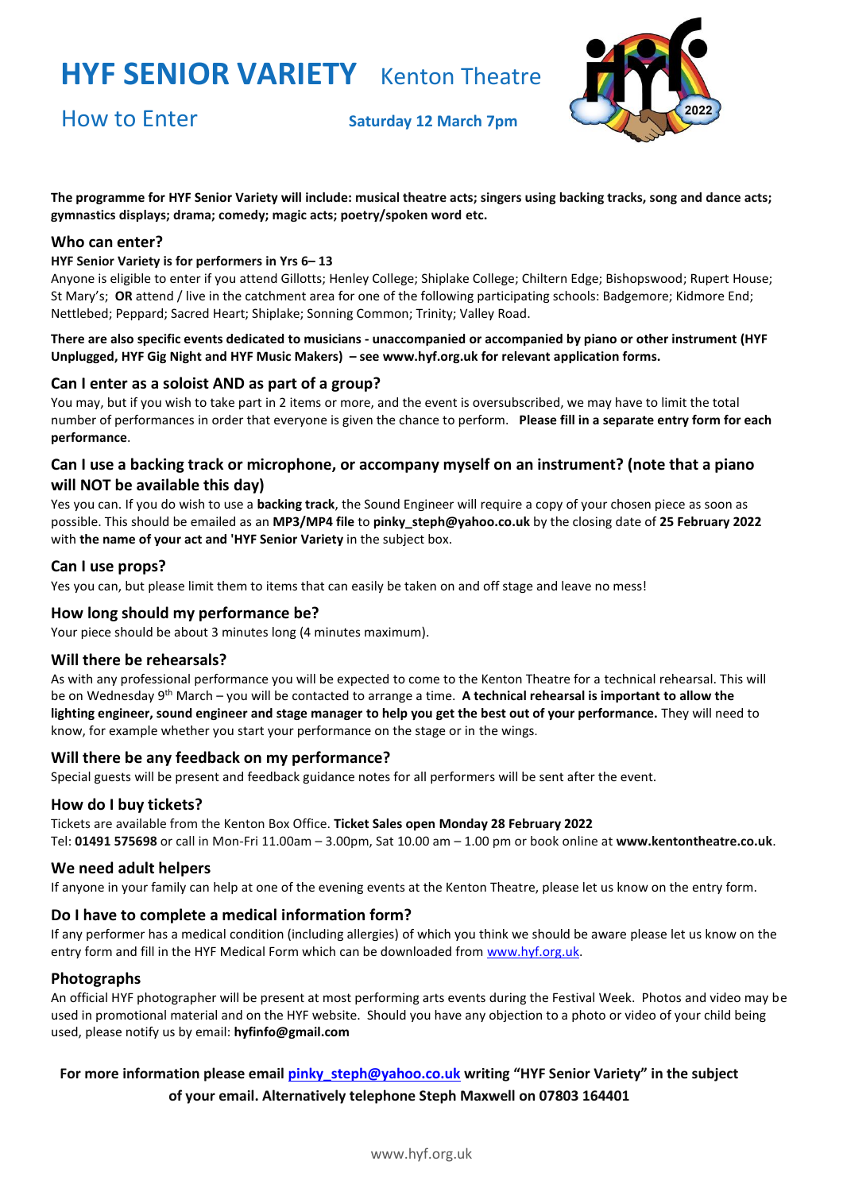# HYF SENIOR VARIETY Kenton Theatre

## How to Enter

**Saturday 12 March 7pm**

**The programme for HYF Senior Variety will include: musical theatre acts; singers using backing tracks, song and dance acts; gymnastics displays; drama; comedy; magic acts; poetry/spoken word etc.**

### Who can enter?

**HYF Senior Variety is for performers in Yrs 6– 13**

Anyone is eligible to enter if you attend Gillotts; Henley College; Shiplake College; Chiltern Edge; Bishopswood; Rupert House; St Mary's; **OR** attend / live in the catchment area for one of the following participating schools: Badgemore; Kidmore End; Nettlebed; Peppard; Sacred Heart; Shiplake; Sonning Common; Trinity; Valley Road.

**There are also specific events dedicated to musicians - unaccompanied or accompanied by piano or other instrument (HYF Unplugged, HYF Gig Night and HYF Music Makers) – see www.hyf.org.uk for relevant application forms.**

### Can I enter as a soloist AND as part of a group?

You may, but if you wish to take part in 2 items or more, and the event is oversubscribed, we may have to limit the total number of performances in order that everyone is given the chance to perform. **Please fill in a separate entry form for each performance**.

### Can I use a backing track or microphone, or accompany myself on an instrument? (note that a piano will NOT be available this day)

Yes you can. If you do wish to use a **backing track**, the Sound Engineer will require a copy of your chosen piece as soon as possible. This should be emailed as an **MP3/MP4 file** to **pinky_steph@yahoo.co.uk** by the closing date of **25 February 2022** with **the name of your act and 'HYF Senior Variety** in the subject box.

### Can I use props?

Yes you can, but please limit them to items that can easily be taken on and off stage and leave no mess!

### How long should my performance be?

Your piece should be about 3 minutes long (4 minutes maximum).

### Will there be rehearsals?

As with any professional performance you will be expected to come to the Kenton Theatre for a technical rehearsal. This will be on Wednesday 9th March – you will be contacted to arrange a time. **A technical rehearsal is important to allow the lighting engineer, sound engineer and stage manager to help you get the best out of your performance.** They will need to know, for example whether you start your performance on the stage or in the wings.

### Will there be any feedback on my performance?

Special guests will be present and feedback guidance notes for all performers will be sent after the event.

### How do I buy tickets?

Tickets are available from the Kenton Box Office. **Ticket Sales open Monday 28 February 2022**
Tel: **01491 575698** or call in Mon-Fri 11.00am – 3.00pm, Sat 10.00 am – 1.00 pm or book online at **www.kentontheatre.co.uk**.

### We need adult helpers

If anyone in your family can help at one of the evening events at the Kenton Theatre, please let us know on the entry form.

### Do I have to complete a medical information form?

If any performer has a medical condition (including allergies) of which you think we should be aware please let us know on the entry form and fill in the HYF Medical Form which can be downloaded from [www.hyf.org.uk](www.hyf.org.uk).

### Photographs

An official HYF photographer will be present at most performing arts events during the Festival Week. Photos and video may be used in promotional material and on the HYF website. Should you have any objection to a photo or video of your child being used, please notify us by email: **hyfinfo@gmail.com**

**For more information please email [pinky_steph@yahoo.co.uk](mailto:pinky_steph@yahoo.co.uk) writing "HYF Senior Variety" in the subject of your email. Alternatively telephone Steph Maxwell on 07803 164401**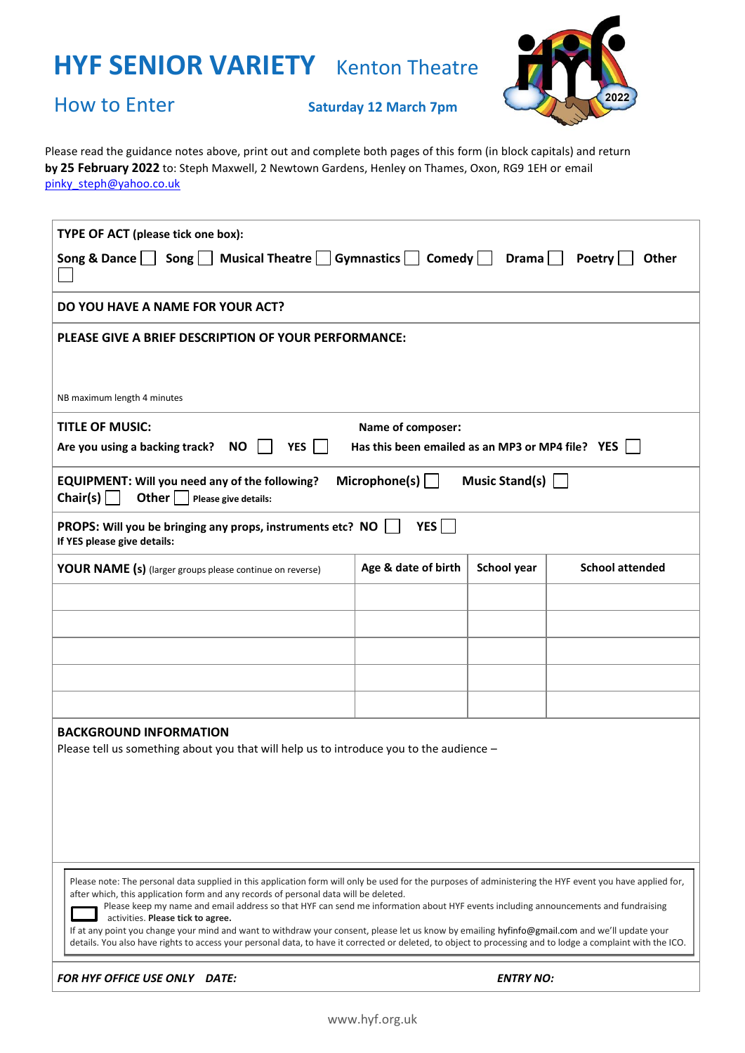# HYF SENIOR VARIETY Kenton Theatre

## How to Enter

**Saturday 12 March 7pm**

Please read the guidance notes above, print out and complete both pages of this form (in block capitals) and return **by 25 February 2022** to: Steph Maxwell, 2 Newtown Gardens, Henley on Thames, Oxon, RG9 1EH or email [pinky_steph@yahoo.co.uk](mailto:pinky_steph@yahoo.co.uk)

**TYPE OF ACT (please tick one box):**

**Song & Dance** ☐ **Song** ☐ **Musical Theatre** ☐ **Gymnastics** ☐ **Comedy** ☐ **Drama** ☐ **Poetry** ☐ **Other** ☐

**DO YOU HAVE A NAME FOR YOUR ACT?**

**PLEASE GIVE A BRIEF DESCRIPTION OF YOUR PERFORMANCE:**

NB maximum length 4 minutes

**TITLE OF MUSIC:** **Name of composer:**

**Are you using a backing track? NO** ☐ **YES** ☐ **Has this been emailed as an MP3 or MP4 file? YES** ☐

**EQUIPMENT: Will you need any of the following? Microphone(s)** ☐ **Music Stand(s)** ☐ **Chair(s)** ☐ **Other** ☐ **Please give details:**

**PROPS: Will you be bringing any props, instruments etc? NO** ☐ **YES** ☐
**If YES please give details:**

| **YOUR NAME (s)** (larger groups please continue on reverse) | **Age & date of birth** | **School year** | **School attended** |
|---|---|---|---|
| | | | |
| | | | |
| | | | |
| | | | |
| | | | |

**BACKGROUND INFORMATION**
Please tell us something about you that will help us to introduce you to the audience –

Please note: The personal data supplied in this application form will only be used for the purposes of administering the HYF event you have applied for, after which, this application form and any records of personal data will be deleted.
☐ Please keep my name and email address so that HYF can send me information about HYF events including announcements and fundraising activities. **Please tick to agree.**
If at any point you change your mind and want to withdraw your consent, please let us know by emailing hyfinfo@gmail.com and we'll update your details. You also have rights to access your personal data, to have it corrected or deleted, to object to processing and to lodge a complaint with the ICO.

***FOR HYF OFFICE USE ONLY DATE:*** ***ENTRY NO:***

www.hyf.org.uk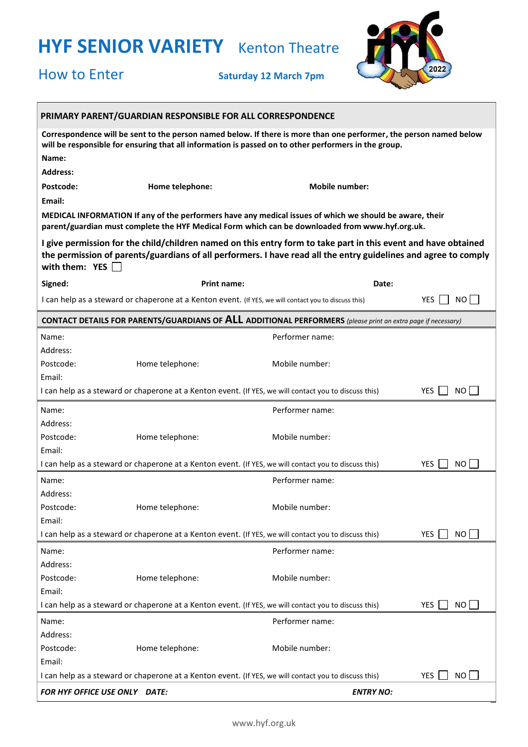# HYF SENIOR VARIETY Kenton Theatre

## How to Enter

**Saturday 12 March 7pm**

**PRIMARY PARENT/GUARDIAN RESPONSIBLE FOR ALL CORRESPONDENCE**

**Correspondence will be sent to the person named below. If there is more than one performer, the person named below will be responsible for ensuring that all information is passed on to other performers in the group.**

**Name:**

**Address:**

**Postcode:** **Home telephone:** **Mobile number:**

**Email:**

**MEDICAL INFORMATION If any of the performers have any medical issues of which we should be aware, their parent/guardian must complete the HYF Medical Form which can be downloaded from www.hyf.org.uk.**

**I give permission for the child/children named on this entry form to take part in this event and have obtained the permission of parents/guardians of all performers. I have read all the entry guidelines and agree to comply with them: YES ☐**

**Signed:** **Print name:** **Date:**

I can help as a steward or chaperone at a Kenton event. (If YES, we will contact you to discuss this) YES ☐ NO ☐

**CONTACT DETAILS FOR PARENTS/GUARDIANS OF ALL ADDITIONAL PERFORMERS** *(please print an extra page if necessary)*

Name: Performer name:
Address:
Postcode: Home telephone: Mobile number:
Email:
I can help as a steward or chaperone at a Kenton event. (If YES, we will contact you to discuss this) YES ☐ NO ☐

Name: Performer name:
Address:
Postcode: Home telephone: Mobile number:
Email:
I can help as a steward or chaperone at a Kenton event. (If YES, we will contact you to discuss this) YES ☐ NO ☐

Name: Performer name:
Address:
Postcode: Home telephone: Mobile number:
Email:
I can help as a steward or chaperone at a Kenton event. (If YES, we will contact you to discuss this) YES ☐ NO ☐

Name: Performer name:
Address:
Postcode: Home telephone: Mobile number:
Email:
I can help as a steward or chaperone at a Kenton event. (If YES, we will contact you to discuss this) YES ☐ NO ☐

Name: Performer name:
Address:
Postcode: Home telephone: Mobile number:
Email:
I can help as a steward or chaperone at a Kenton event. (If YES, we will contact you to discuss this) YES ☐ NO ☐

***FOR HYF OFFICE USE ONLY DATE:*** ***ENTRY NO:***

www.hyf.org.uk